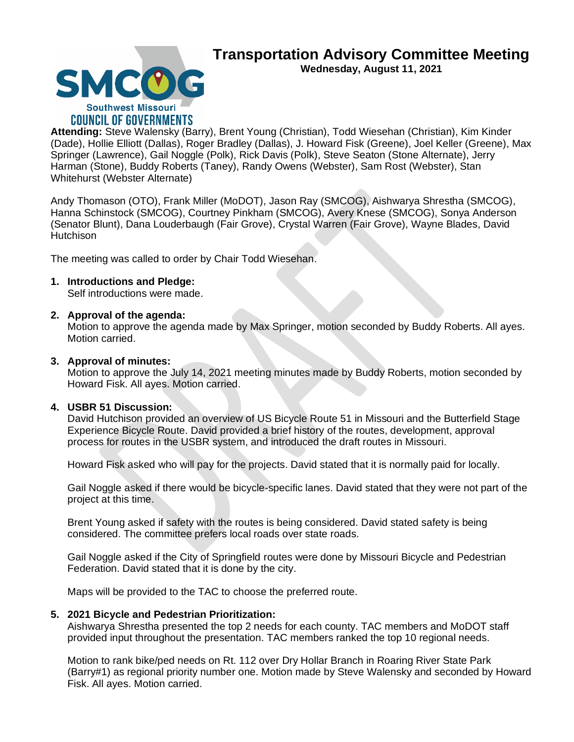# Transportation Advisory Committee Meeting

**Wednesday, August 11, 2021**

**Attending:** Steve Walensky (Barry), Brent Young (Christian), Todd Wiesehan (Christian), Kim Kinder (Dade), Hollie Elliott (Dallas), Roger Bradley (Dallas), J. Howard Fisk (Greene), Joel Keller (Greene), Max Springer (Lawrence), Gail Noggle (Polk), Rick Davis (Polk), Steve Seaton (Stone Alternate), Jerry Harman (Stone), Buddy Roberts (Taney), Randy Owens (Webster), Sam Rost (Webster), Stan Whitehurst (Webster Alternate)

Andy Thomason (OTO), Frank Miller (MoDOT), Jason Ray (SMCOG), Aishwarya Shrestha (SMCOG), Hanna Schinstock (SMCOG), Courtney Pinkham (SMCOG), Avery Knese (SMCOG), Sonya Anderson (Senator Blunt), Dana Louderbaugh (Fair Grove), Crystal Warren (Fair Grove), Wayne Blades, David Hutchison

The meeting was called to order by Chair Todd Wiesehan.

1. **Introductions and Pledge:**
   Self introductions were made.

2. **Approval of the agenda:**
   Motion to approve the agenda made by Max Springer, motion seconded by Buddy Roberts. All ayes. Motion carried.

3. **Approval of minutes:**
   Motion to approve the July 14, 2021 meeting minutes made by Buddy Roberts, motion seconded by Howard Fisk. All ayes. Motion carried.

4. **USBR 51 Discussion:**
   David Hutchison provided an overview of US Bicycle Route 51 in Missouri and the Butterfield Stage Experience Bicycle Route. David provided a brief history of the routes, development, approval process for routes in the USBR system, and introduced the draft routes in Missouri.

   Howard Fisk asked who will pay for the projects. David stated that it is normally paid for locally.

   Gail Noggle asked if there would be bicycle-specific lanes. David stated that they were not part of the project at this time.

   Brent Young asked if safety with the routes is being considered. David stated safety is being considered. The committee prefers local roads over state roads.

   Gail Noggle asked if the City of Springfield routes were done by Missouri Bicycle and Pedestrian Federation. David stated that it is done by the city.

   Maps will be provided to the TAC to choose the preferred route.

5. **2021 Bicycle and Pedestrian Prioritization:**
   Aishwarya Shrestha presented the top 2 needs for each county. TAC members and MoDOT staff provided input throughout the presentation. TAC members ranked the top 10 regional needs.

   Motion to rank bike/ped needs on Rt. 112 over Dry Hollar Branch in Roaring River State Park (Barry#1) as regional priority number one. Motion made by Steve Walensky and seconded by Howard Fisk. All ayes. Motion carried.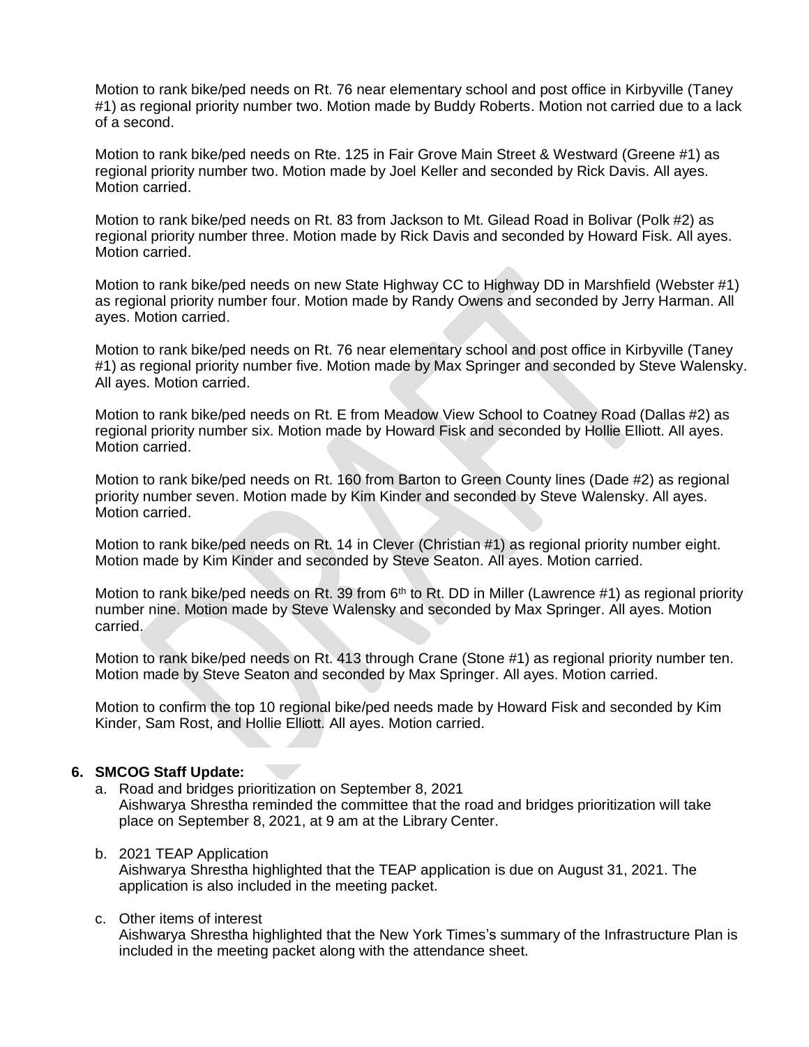Motion to rank bike/ped needs on Rt. 76 near elementary school and post office in Kirbyville (Taney #1) as regional priority number two. Motion made by Buddy Roberts. Motion not carried due to a lack of a second.

Motion to rank bike/ped needs on Rte. 125 in Fair Grove Main Street & Westward (Greene #1) as regional priority number two. Motion made by Joel Keller and seconded by Rick Davis. All ayes. Motion carried.

Motion to rank bike/ped needs on Rt. 83 from Jackson to Mt. Gilead Road in Bolivar (Polk #2) as regional priority number three. Motion made by Rick Davis and seconded by Howard Fisk. All ayes. Motion carried.

Motion to rank bike/ped needs on new State Highway CC to Highway DD in Marshfield (Webster #1) as regional priority number four. Motion made by Randy Owens and seconded by Jerry Harman. All ayes. Motion carried.

Motion to rank bike/ped needs on Rt. 76 near elementary school and post office in Kirbyville (Taney #1) as regional priority number five. Motion made by Max Springer and seconded by Steve Walensky. All ayes. Motion carried.

Motion to rank bike/ped needs on Rt. E from Meadow View School to Coatney Road (Dallas #2) as regional priority number six. Motion made by Howard Fisk and seconded by Hollie Elliott. All ayes. Motion carried.

Motion to rank bike/ped needs on Rt. 160 from Barton to Green County lines (Dade #2) as regional priority number seven. Motion made by Kim Kinder and seconded by Steve Walensky. All ayes. Motion carried.

Motion to rank bike/ped needs on Rt. 14 in Clever (Christian #1) as regional priority number eight. Motion made by Kim Kinder and seconded by Steve Seaton. All ayes. Motion carried.

Motion to rank bike/ped needs on Rt. 39 from 6th to Rt. DD in Miller (Lawrence #1) as regional priority number nine. Motion made by Steve Walensky and seconded by Max Springer. All ayes. Motion carried.

Motion to rank bike/ped needs on Rt. 413 through Crane (Stone #1) as regional priority number ten. Motion made by Steve Seaton and seconded by Max Springer. All ayes. Motion carried.

Motion to confirm the top 10 regional bike/ped needs made by Howard Fisk and seconded by Kim Kinder, Sam Rost, and Hollie Elliott. All ayes. Motion carried.

**6. SMCOG Staff Update:**

a. Road and bridges prioritization on September 8, 2021
Aishwarya Shrestha reminded the committee that the road and bridges prioritization will take place on September 8, 2021, at 9 am at the Library Center.

b. 2021 TEAP Application
Aishwarya Shrestha highlighted that the TEAP application is due on August 31, 2021. The application is also included in the meeting packet.

c. Other items of interest
Aishwarya Shrestha highlighted that the New York Times's summary of the Infrastructure Plan is included in the meeting packet along with the attendance sheet.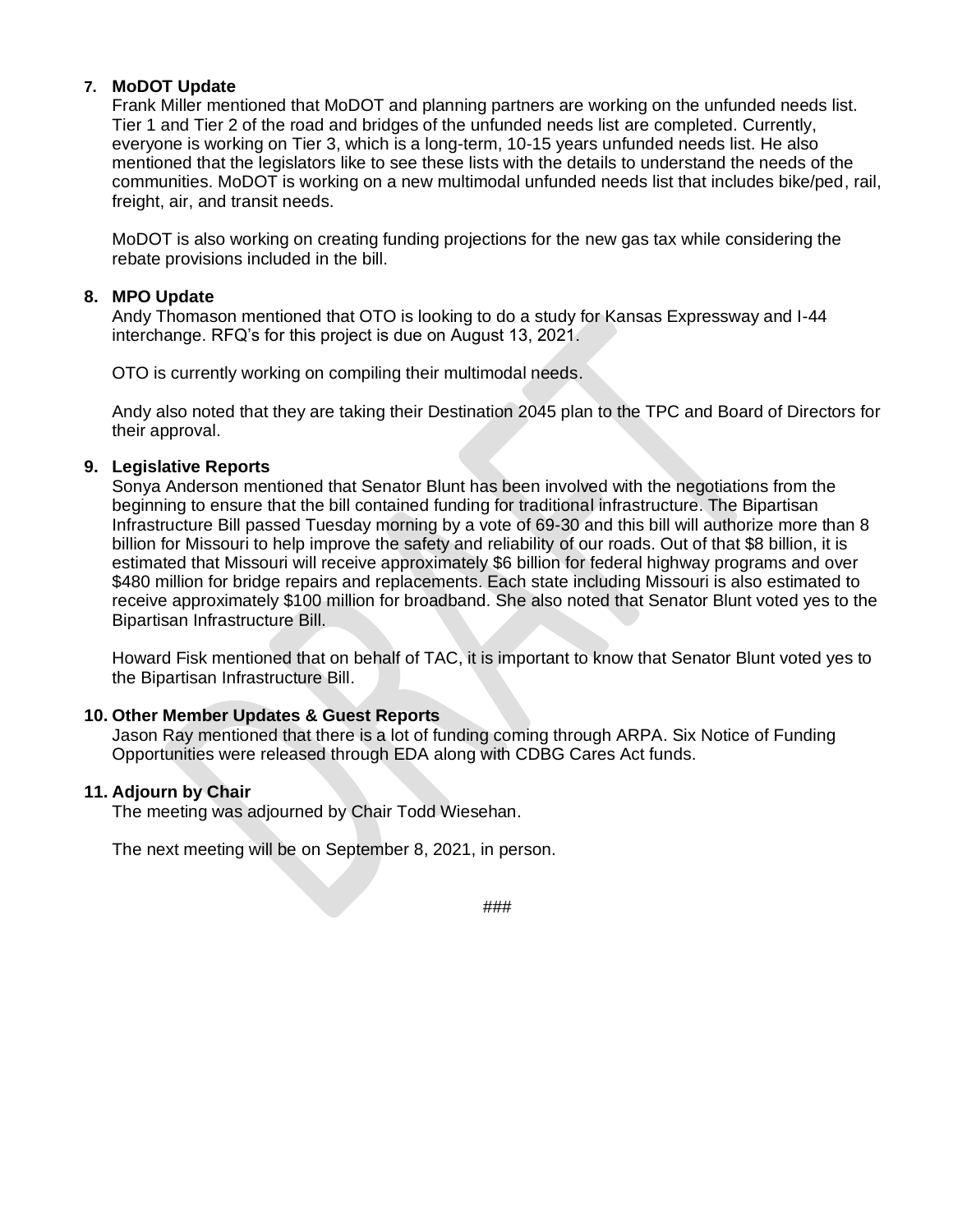7. **MoDOT Update**

   Frank Miller mentioned that MoDOT and planning partners are working on the unfunded needs list. Tier 1 and Tier 2 of the road and bridges of the unfunded needs list are completed. Currently, everyone is working on Tier 3, which is a long-term, 10-15 years unfunded needs list. He also mentioned that the legislators like to see these lists with the details to understand the needs of the communities. MoDOT is working on a new multimodal unfunded needs list that includes bike/ped, rail, freight, air, and transit needs.

   MoDOT is also working on creating funding projections for the new gas tax while considering the rebate provisions included in the bill.

8. **MPO Update**

   Andy Thomason mentioned that OTO is looking to do a study for Kansas Expressway and I-44 interchange. RFQ's for this project is due on August 13, 2021.

   OTO is currently working on compiling their multimodal needs.

   Andy also noted that they are taking their Destination 2045 plan to the TPC and Board of Directors for their approval.

9. **Legislative Reports**

   Sonya Anderson mentioned that Senator Blunt has been involved with the negotiations from the beginning to ensure that the bill contained funding for traditional infrastructure. The Bipartisan Infrastructure Bill passed Tuesday morning by a vote of 69-30 and this bill will authorize more than 8 billion for Missouri to help improve the safety and reliability of our roads. Out of that $8 billion, it is estimated that Missouri will receive approximately $6 billion for federal highway programs and over $480 million for bridge repairs and replacements. Each state including Missouri is also estimated to receive approximately $100 million for broadband. She also noted that Senator Blunt voted yes to the Bipartisan Infrastructure Bill.

   Howard Fisk mentioned that on behalf of TAC, it is important to know that Senator Blunt voted yes to the Bipartisan Infrastructure Bill.

10. **Other Member Updates & Guest Reports**

    Jason Ray mentioned that there is a lot of funding coming through ARPA. Six Notice of Funding Opportunities were released through EDA along with CDBG Cares Act funds.

11. **Adjourn by Chair**

    The meeting was adjourned by Chair Todd Wiesehan.

    The next meeting will be on September 8, 2021, in person.

###